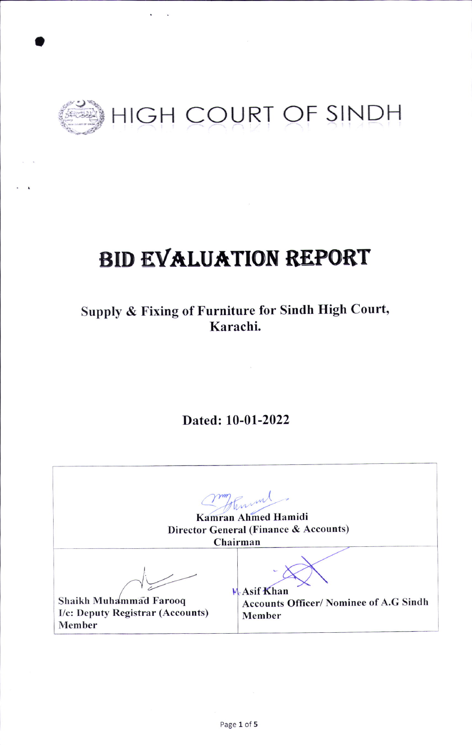# HIGH COURT OF SINDH

# BID EVALUATION REPORT

**Supply & Fixing of Furniture for Sindh High Court, Karachi.**

**Dated: 10-01-2022**

| Kamran Ahmed Hamidi<br>Director General (Finance & Accounts)<br>Chairman | |
|---|---|
| Shaikh Muhammad Farooq<br>I/c: Deputy Registrar (Accounts)<br>Member | M. Asif Khan<br>Accounts Officer/ Nominee of A.G Sindh<br>Member |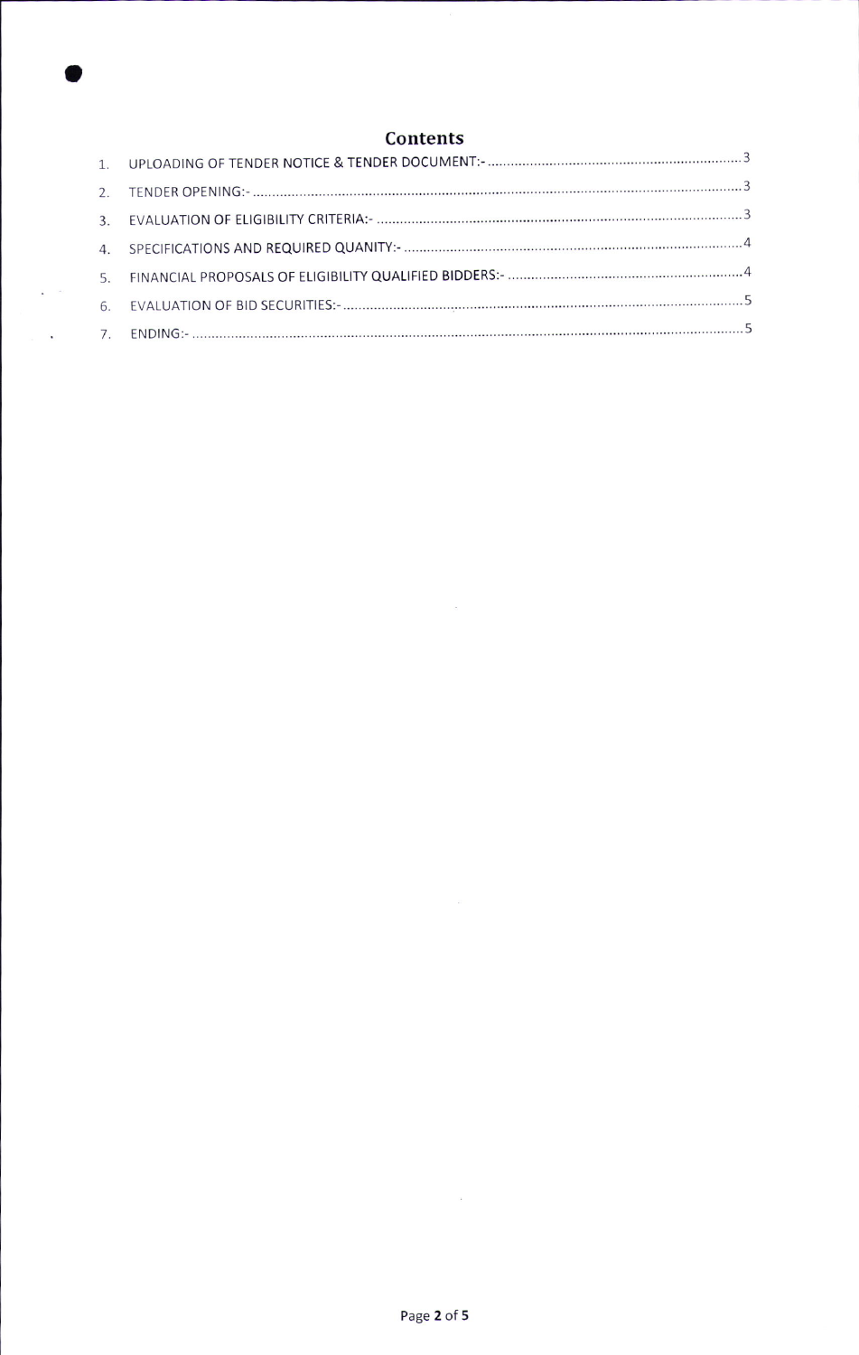# Contents

1. UPLOADING OF TENDER NOTICE & TENDER DOCUMENT:- .................................................................. 3
2. TENDER OPENING:- ........................................................................................................................ 3
3. EVALUATION OF ELIGIBILITY CRITERIA:- ....................................................................................... 3
4. SPECIFICATIONS AND REQUIRED QUANITY:- ................................................................................ 4
5. FINANCIAL PROPOSALS OF ELIGIBILITY QUALIFIED BIDDERS:- .................................................... 4
6. EVALUATION OF BID SECURITIES:- ................................................................................................ 5
7. ENDING:- ........................................................................................................................................ 5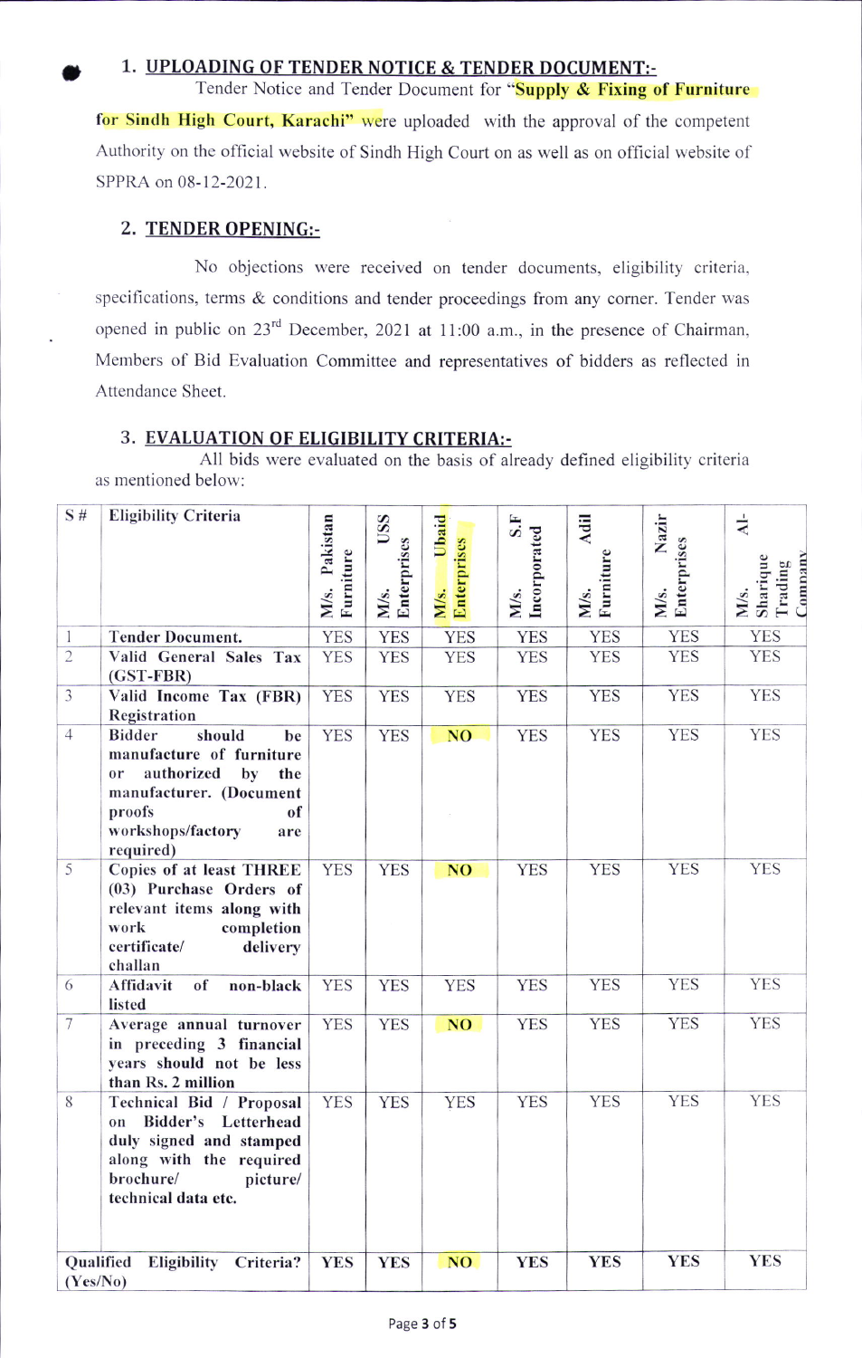1. **UPLOADING OF TENDER NOTICE & TENDER DOCUMENT:-**

Tender Notice and Tender Document for **"Supply & Fixing of Furniture for Sindh High Court, Karachi"** were uploaded with the approval of the competent Authority on the official website of Sindh High Court on as well as on official website of SPPRA on 08-12-2021.

2. **TENDER OPENING:-**

No objections were received on tender documents, eligibility criteria, specifications, terms & conditions and tender proceedings from any corner. Tender was opened in public on 23rd December, 2021 at 11:00 a.m., in the presence of Chairman, Members of Bid Evaluation Committee and representatives of bidders as reflected in Attendance Sheet.

3. **EVALUATION OF ELIGIBILITY CRITERIA:-**

All bids were evaluated on the basis of already defined eligibility criteria as mentioned below:

| S # | Eligibility Criteria | M/s. Pakistan Furniture | M/s. USS Enterprises | M/s. Ubaid Enterprises | M/s. S.F Incorporated | M/s. Adil Furniture | M/s. Nazir Enterprises | M/s. Al-Sharique Trading Company |
|---|---|---|---|---|---|---|---|---|
| 1 | **Tender Document.** | YES | YES | YES | YES | YES | YES | YES |
| 2 | **Valid General Sales Tax (GST-FBR)** | YES | YES | YES | YES | YES | YES | YES |
| 3 | **Valid Income Tax (FBR) Registration** | YES | YES | YES | YES | YES | YES | YES |
| 4 | **Bidder should be manufacture of furniture or authorized by the manufacturer. (Document proofs of workshops/factory are required)** | YES | YES | NO | YES | YES | YES | YES |
| 5 | **Copies of at least THREE (03) Purchase Orders of relevant items along with work completion certificate/ delivery challan** | YES | YES | NO | YES | YES | YES | YES |
| 6 | **Affidavit of non-black listed** | YES | YES | YES | YES | YES | YES | YES |
| 7 | **Average annual turnover in preceding 3 financial years should not be less than Rs. 2 million** | YES | YES | NO | YES | YES | YES | YES |
| 8 | **Technical Bid / Proposal on Bidder's Letterhead duly signed and stamped along with the required brochure/ picture/ technical data etc.** | YES | YES | YES | YES | YES | YES | YES |
| Qualified Eligibility Criteria? (Yes/No) | | **YES** | **YES** | **NO** | **YES** | **YES** | **YES** | **YES** |